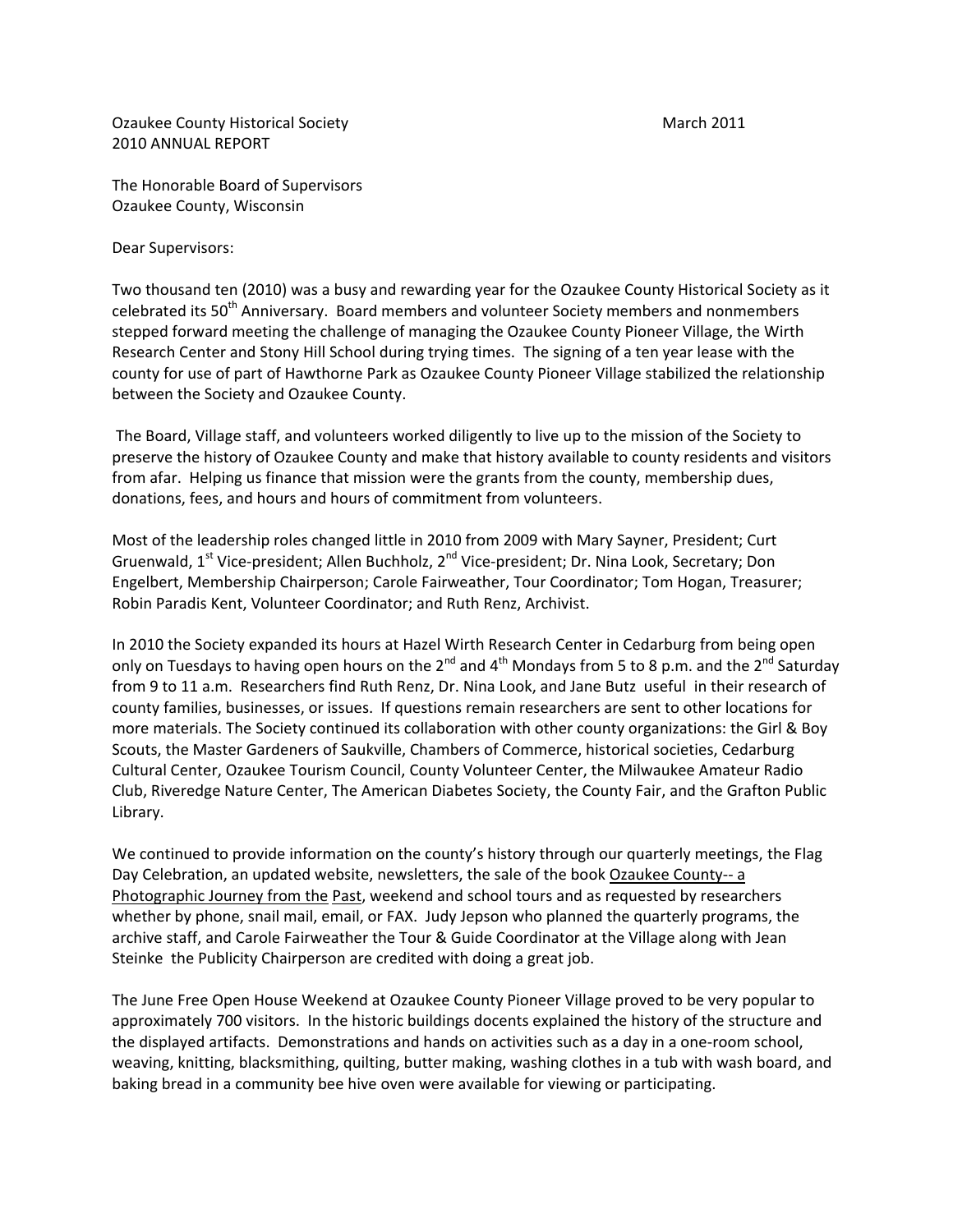Ozaukee County Historical Society March 2011

2010 ANNUAL REPORT

The Honorable Board of Supervisors
Ozaukee County, Wisconsin

Dear Supervisors:

Two thousand ten (2010) was a busy and rewarding year for the Ozaukee County Historical Society as it celebrated its 50th Anniversary. Board members and volunteer Society members and nonmembers stepped forward meeting the challenge of managing the Ozaukee County Pioneer Village, the Wirth Research Center and Stony Hill School during trying times. The signing of a ten year lease with the county for use of part of Hawthorne Park as Ozaukee County Pioneer Village stabilized the relationship between the Society and Ozaukee County.

The Board, Village staff, and volunteers worked diligently to live up to the mission of the Society to preserve the history of Ozaukee County and make that history available to county residents and visitors from afar. Helping us finance that mission were the grants from the county, membership dues, donations, fees, and hours and hours of commitment from volunteers.

Most of the leadership roles changed little in 2010 from 2009 with Mary Sayner, President; Curt Gruenwald, 1st Vice-president; Allen Buchholz, 2nd Vice-president; Dr. Nina Look, Secretary; Don Engelbert, Membership Chairperson; Carole Fairweather, Tour Coordinator; Tom Hogan, Treasurer; Robin Paradis Kent, Volunteer Coordinator; and Ruth Renz, Archivist.

In 2010 the Society expanded its hours at Hazel Wirth Research Center in Cedarburg from being open only on Tuesdays to having open hours on the 2nd and 4th Mondays from 5 to 8 p.m. and the 2nd Saturday from 9 to 11 a.m. Researchers find Ruth Renz, Dr. Nina Look, and Jane Butz useful in their research of county families, businesses, or issues. If questions remain researchers are sent to other locations for more materials. The Society continued its collaboration with other county organizations: the Girl & Boy Scouts, the Master Gardeners of Saukville, Chambers of Commerce, historical societies, Cedarburg Cultural Center, Ozaukee Tourism Council, County Volunteer Center, the Milwaukee Amateur Radio Club, Riveredge Nature Center, The American Diabetes Society, the County Fair, and the Grafton Public Library.

We continued to provide information on the county's history through our quarterly meetings, the Flag Day Celebration, an updated website, newsletters, the sale of the book Ozaukee County-- a Photographic Journey from the Past, weekend and school tours and as requested by researchers whether by phone, snail mail, email, or FAX. Judy Jepson who planned the quarterly programs, the archive staff, and Carole Fairweather the Tour & Guide Coordinator at the Village along with Jean Steinke the Publicity Chairperson are credited with doing a great job.

The June Free Open House Weekend at Ozaukee County Pioneer Village proved to be very popular to approximately 700 visitors. In the historic buildings docents explained the history of the structure and the displayed artifacts. Demonstrations and hands on activities such as a day in a one-room school, weaving, knitting, blacksmithing, quilting, butter making, washing clothes in a tub with wash board, and baking bread in a community bee hive oven were available for viewing or participating.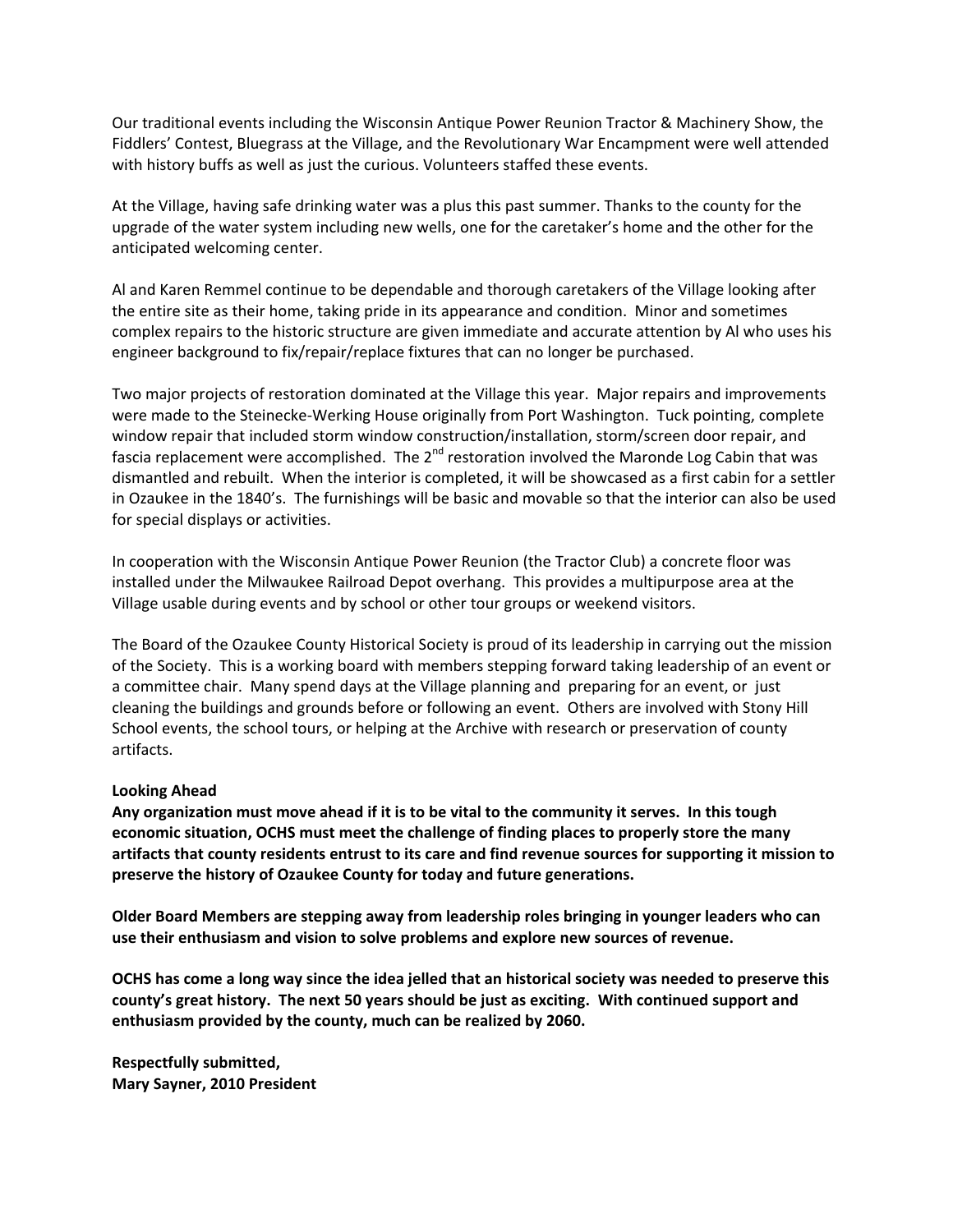Our traditional events including the Wisconsin Antique Power Reunion Tractor & Machinery Show, the Fiddlers' Contest, Bluegrass at the Village, and the Revolutionary War Encampment were well attended with history buffs as well as just the curious. Volunteers staffed these events.

At the Village, having safe drinking water was a plus this past summer. Thanks to the county for the upgrade of the water system including new wells, one for the caretaker's home and the other for the anticipated welcoming center.

Al and Karen Remmel continue to be dependable and thorough caretakers of the Village looking after the entire site as their home, taking pride in its appearance and condition. Minor and sometimes complex repairs to the historic structure are given immediate and accurate attention by Al who uses his engineer background to fix/repair/replace fixtures that can no longer be purchased.

Two major projects of restoration dominated at the Village this year. Major repairs and improvements were made to the Steinecke-Werking House originally from Port Washington. Tuck pointing, complete window repair that included storm window construction/installation, storm/screen door repair, and fascia replacement were accomplished. The 2nd restoration involved the Maronde Log Cabin that was dismantled and rebuilt. When the interior is completed, it will be showcased as a first cabin for a settler in Ozaukee in the 1840's. The furnishings will be basic and movable so that the interior can also be used for special displays or activities.

In cooperation with the Wisconsin Antique Power Reunion (the Tractor Club) a concrete floor was installed under the Milwaukee Railroad Depot overhang. This provides a multipurpose area at the Village usable during events and by school or other tour groups or weekend visitors.

The Board of the Ozaukee County Historical Society is proud of its leadership in carrying out the mission of the Society. This is a working board with members stepping forward taking leadership of an event or a committee chair. Many spend days at the Village planning and preparing for an event, or just cleaning the buildings and grounds before or following an event. Others are involved with Stony Hill School events, the school tours, or helping at the Archive with research or preservation of county artifacts.

**Looking Ahead**

**Any organization must move ahead if it is to be vital to the community it serves. In this tough economic situation, OCHS must meet the challenge of finding places to properly store the many artifacts that county residents entrust to its care and find revenue sources for supporting it mission to preserve the history of Ozaukee County for today and future generations.**

**Older Board Members are stepping away from leadership roles bringing in younger leaders who can use their enthusiasm and vision to solve problems and explore new sources of revenue.**

**OCHS has come a long way since the idea jelled that an historical society was needed to preserve this county's great history. The next 50 years should be just as exciting. With continued support and enthusiasm provided by the county, much can be realized by 2060.**

**Respectfully submitted,**
**Mary Sayner, 2010 President**